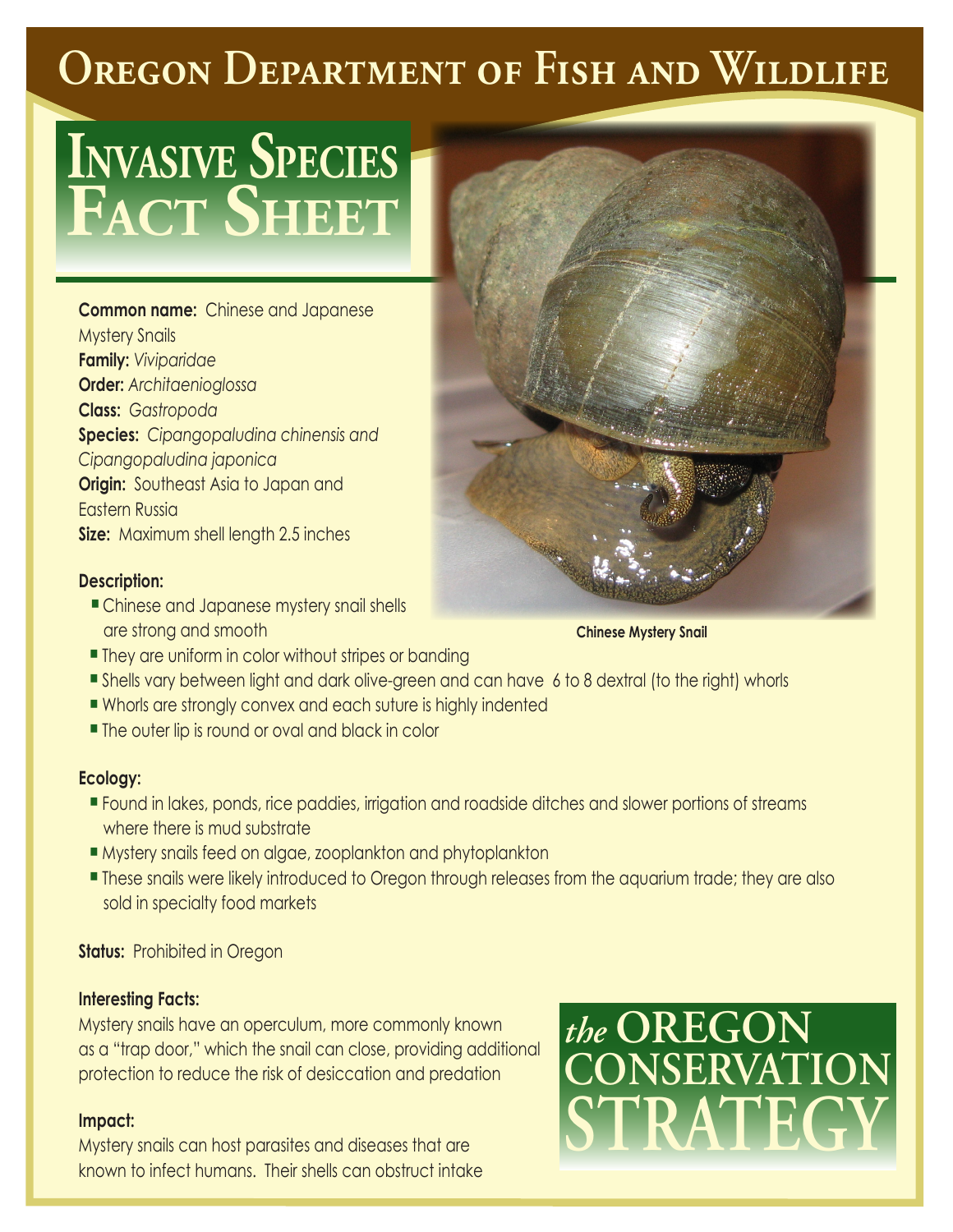# Oregon Department of Fish and Wildlife

## Invasive Species Fact Sheet

**Common name:** Chinese and Japanese Mystery Snails
**Family:** *Viviparidae*
**Order:** *Architaenioglossa*
**Class:** *Gastropoda*
**Species:** *Cipangopaludina chinensis and Cipangopaludina japonica*
**Origin:** Southeast Asia to Japan and Eastern Russia
**Size:** Maximum shell length 2.5 inches

Chinese Mystery Snail

**Description:**

- Chinese and Japanese mystery snail shells are strong and smooth
- They are uniform in color without stripes or banding
- Shells vary between light and dark olive-green and can have 6 to 8 dextral (to the right) whorls
- Whorls are strongly convex and each suture is highly indented
- The outer lip is round or oval and black in color

**Ecology:**

- Found in lakes, ponds, rice paddies, irrigation and roadside ditches and slower portions of streams where there is mud substrate
- Mystery snails feed on algae, zooplankton and phytoplankton
- These snails were likely introduced to Oregon through releases from the aquarium trade; they are also sold in specialty food markets

**Status:** Prohibited in Oregon

**Interesting Facts:**

Mystery snails have an operculum, more commonly known as a "trap door," which the snail can close, providing additional protection to reduce the risk of desiccation and predation

**Impact:**

Mystery snails can host parasites and diseases that are known to infect humans. Their shells can obstruct intake

*the* OREGON CONSERVATION STRATEGY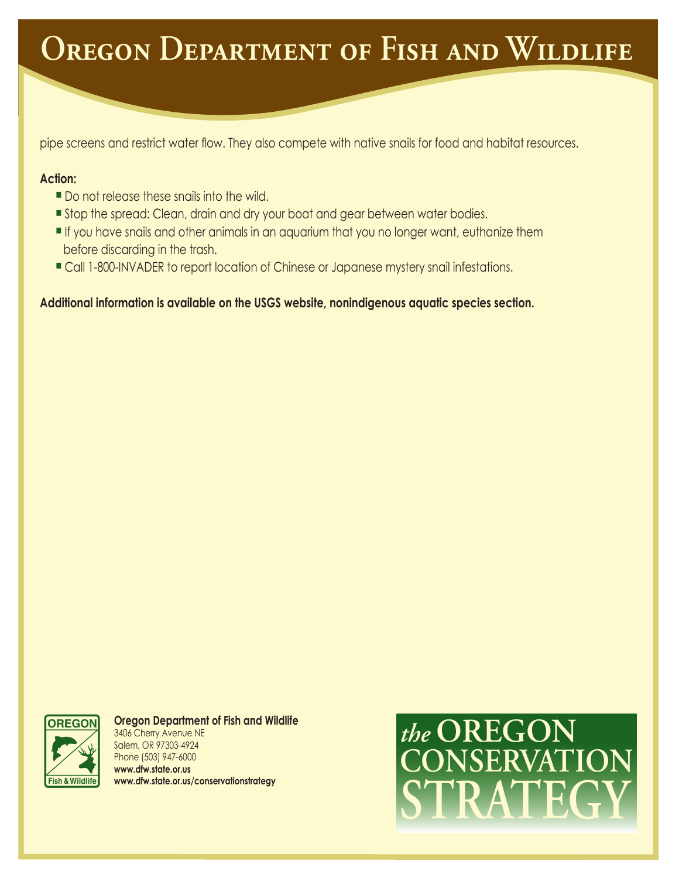pipe screens and restrict water flow. They also compete with native snails for food and habitat resources.

**Action:**

- Do not release these snails into the wild.
- Stop the spread: Clean, drain and dry your boat and gear between water bodies.
- If you have snails and other animals in an aquarium that you no longer want, euthanize them before discarding in the trash.
- Call 1-800-INVADER to report location of Chinese or Japanese mystery snail infestations.

**Additional information is available on the USGS website, nonindigenous aquatic species section.**

**Oregon Department of Fish and Wildlife**
3406 Cherry Avenue NE
Salem, OR 97303-4924
Phone (503) 947-6000
**www.dfw.state.or.us**
**www.dfw.state.or.us/conservationstrategy**

*the* OREGON CONSERVATION STRATEGY